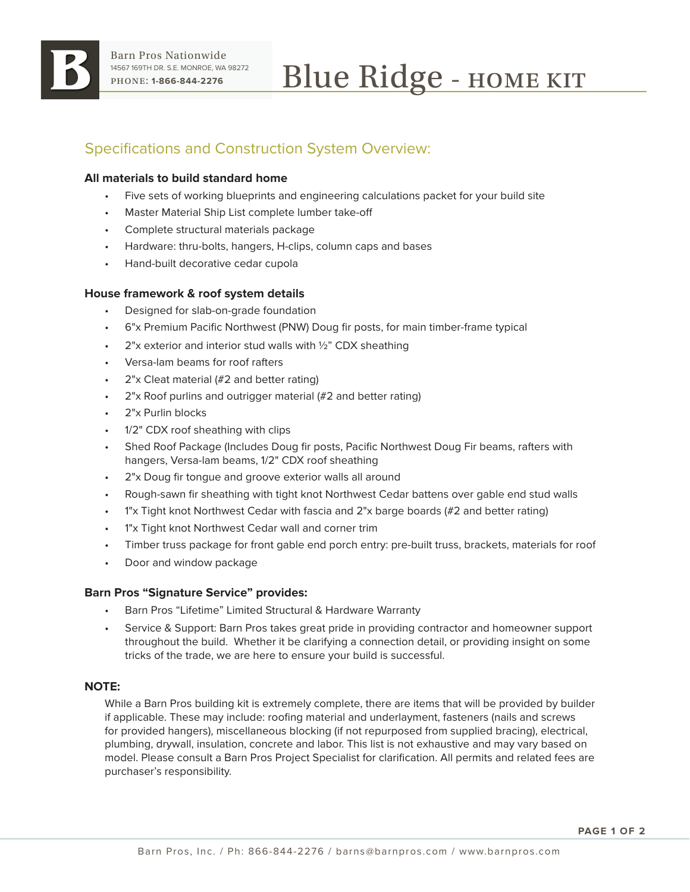Barn Pros Nationwide
14567 169TH DR. S.E. MONROE, WA 98272
PHONE: **1-866-844-2276**

# Blue Ridge - HOME KIT

## Specifications and Construction System Overview:

**All materials to build standard home**

- Five sets of working blueprints and engineering calculations packet for your build site
- Master Material Ship List complete lumber take-off
- Complete structural materials package
- Hardware: thru-bolts, hangers, H-clips, column caps and bases
- Hand-built decorative cedar cupola

**House framework & roof system details**

- Designed for slab-on-grade foundation
- 6"x Premium Pacific Northwest (PNW) Doug fir posts, for main timber-frame typical
- 2"x exterior and interior stud walls with ½" CDX sheathing
- Versa-lam beams for roof rafters
- 2"x Cleat material (#2 and better rating)
- 2"x Roof purlins and outrigger material (#2 and better rating)
- 2"x Purlin blocks
- 1/2" CDX roof sheathing with clips
- Shed Roof Package (Includes Doug fir posts, Pacific Northwest Doug Fir beams, rafters with hangers, Versa-lam beams, 1/2" CDX roof sheathing
- 2"x Doug fir tongue and groove exterior walls all around
- Rough-sawn fir sheathing with tight knot Northwest Cedar battens over gable end stud walls
- 1"x Tight knot Northwest Cedar with fascia and 2"x barge boards (#2 and better rating)
- 1"x Tight knot Northwest Cedar wall and corner trim
- Timber truss package for front gable end porch entry: pre-built truss, brackets, materials for roof
- Door and window package

**Barn Pros "Signature Service" provides:**

- Barn Pros "Lifetime" Limited Structural & Hardware Warranty
- Service & Support: Barn Pros takes great pride in providing contractor and homeowner support throughout the build. Whether it be clarifying a connection detail, or providing insight on some tricks of the trade, we are here to ensure your build is successful.

**NOTE:**

While a Barn Pros building kit is extremely complete, there are items that will be provided by builder if applicable. These may include: roofing material and underlayment, fasteners (nails and screws for provided hangers), miscellaneous blocking (if not repurposed from supplied bracing), electrical, plumbing, drywall, insulation, concrete and labor. This list is not exhaustive and may vary based on model. Please consult a Barn Pros Project Specialist for clarification. All permits and related fees are purchaser's responsibility.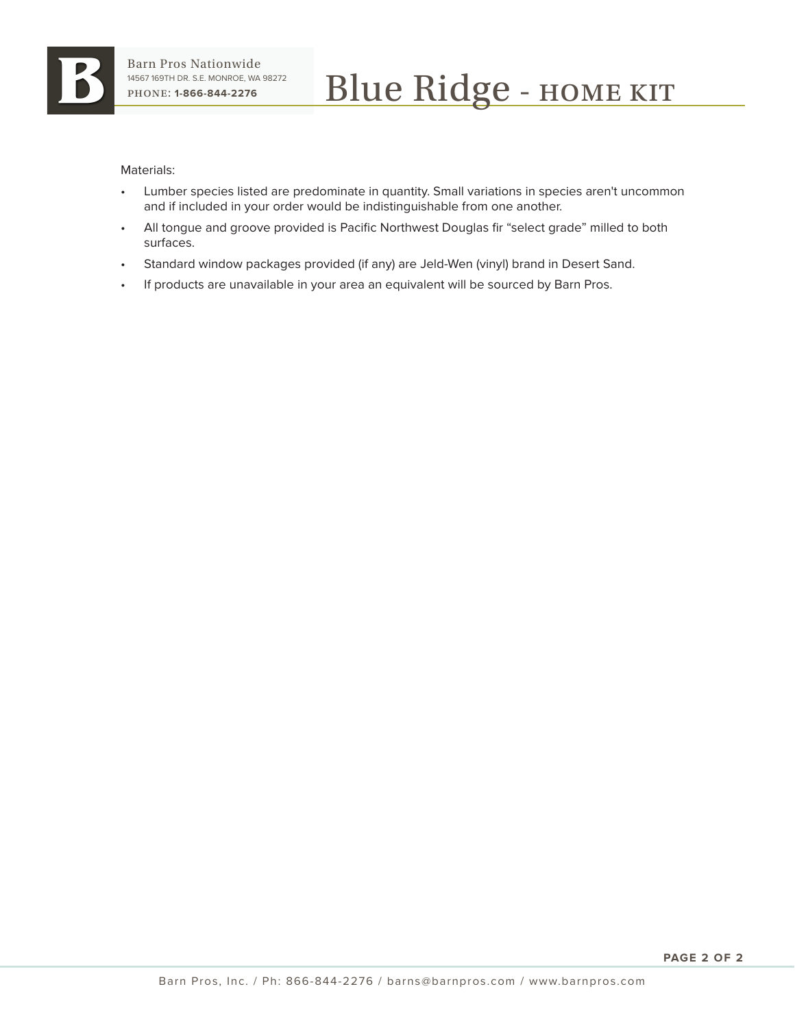Materials:

- Lumber species listed are predominate in quantity. Small variations in species aren't uncommon and if included in your order would be indistinguishable from one another.
- All tongue and groove provided is Pacific Northwest Douglas fir “select grade” milled to both surfaces.
- Standard window packages provided (if any) are Jeld-Wen (vinyl) brand in Desert Sand.
- If products are unavailable in your area an equivalent will be sourced by Barn Pros.